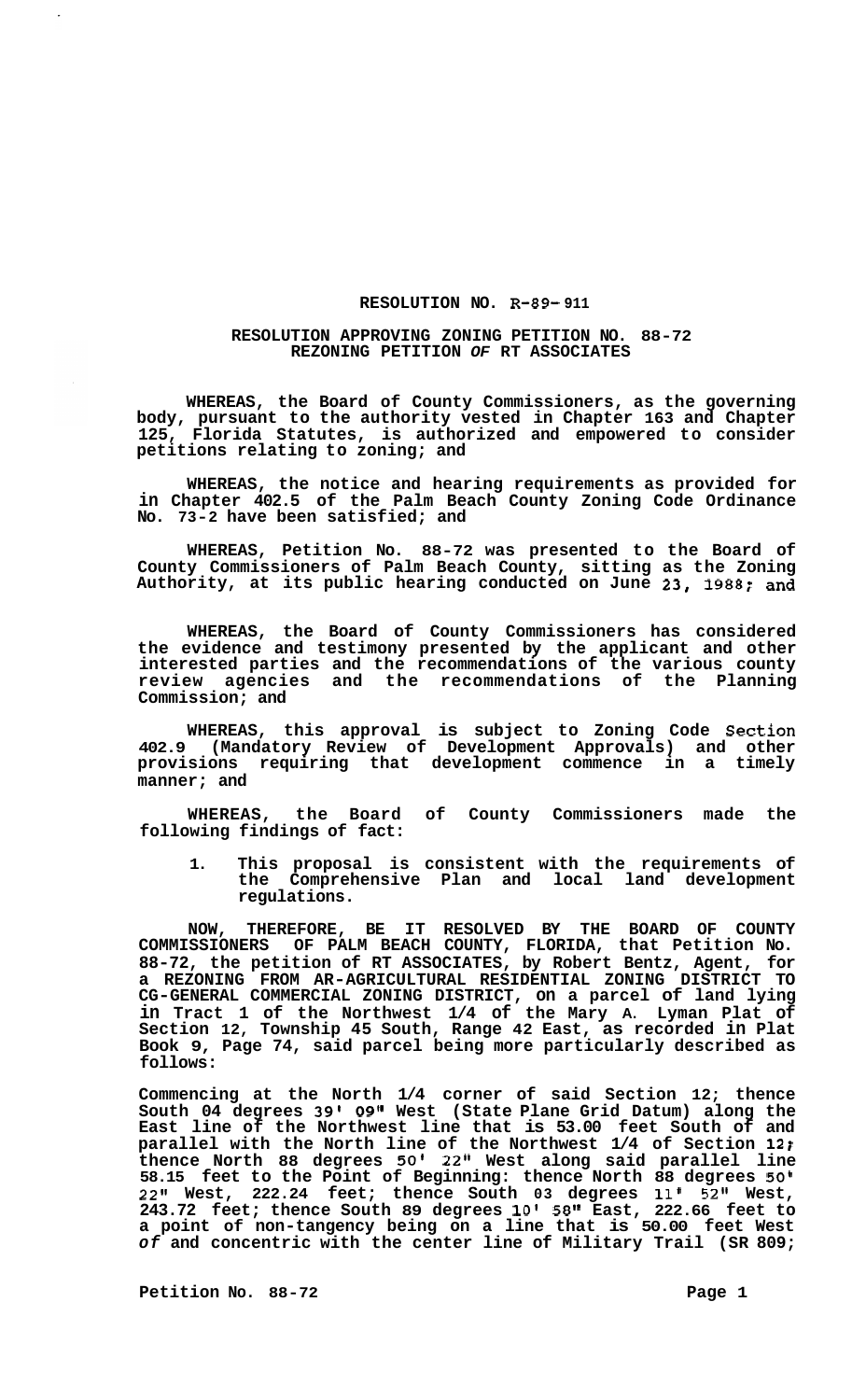# RESOLUTION NO. R-89-911

## RESOLUTION APPROVING ZONING PETITION NO. 88-72 REZONING PETITION OF RT ASSOCIATES

**WHEREAS, the Board of County Commissioners, as the governing body, pursuant to the authority vested in Chapter 163 and Chapter 125, Florida Statutes, is authorized and empowered to consider petitions relating to zoning; and**

**WHEREAS, the notice and hearing requirements as provided for in Chapter 402.5 of the Palm Beach County Zoning Code Ordinance No. 73-2 have been satisfied; and**

**WHEREAS, Petition No. 88-72 was presented to the Board of County Commissioners of Palm Beach County, sitting as the Zoning Authority, at its public hearing conducted on June 23, 1988; and**

**WHEREAS, the Board of County Commissioners has considered the evidence and testimony presented by the applicant and other interested parties and the recommendations of the various county review agencies and the recommendations of the Planning Commission; and**

**WHEREAS, this approval is subject to Zoning Code Section 402.9 (Mandatory Review of Development Approvals) and other provisions requiring that development commence in a timely manner; and**

**WHEREAS, the Board of County Commissioners made the following findings of fact:**

1. **This proposal is consistent with the requirements of the Comprehensive Plan and local land development regulations.**

**NOW, THEREFORE, BE IT RESOLVED BY THE BOARD OF COUNTY COMMISSIONERS OF PALM BEACH COUNTY, FLORIDA, that Petition No. 88-72, the petition of RT ASSOCIATES, by Robert Bentz, Agent, for a REZONING FROM AR-AGRICULTURAL RESIDENTIAL ZONING DISTRICT TO CG-GENERAL COMMERCIAL ZONING DISTRICT, on a parcel of land lying in Tract 1 of the Northwest 1/4 of the Mary A. Lyman Plat of Section 12, Township 45 South, Range 42 East, as recorded in Plat Book 9, Page 74, said parcel being more particularly described as follows:**

**Commencing at the North 1/4 corner of said Section 12; thence South 04 degrees 39' 09" West (State Plane Grid Datum) along the East line of the Northwest line that is 53.00 feet South of and parallel with the North line of the Northwest 1/4 of Section 12; thence North 88 degrees 50' 22" West along said parallel line 58.15 feet to the Point of Beginning: thence North 88 degrees 50' 22" West, 222.24 feet; thence South 03 degrees 11' 52" West, 243.72 feet; thence South 89 degrees 10' 58" East, 222.66 feet to a point of non-tangency being on a line that is 50.00 feet West of and concentric with the center line of Military Trail (SR 809;**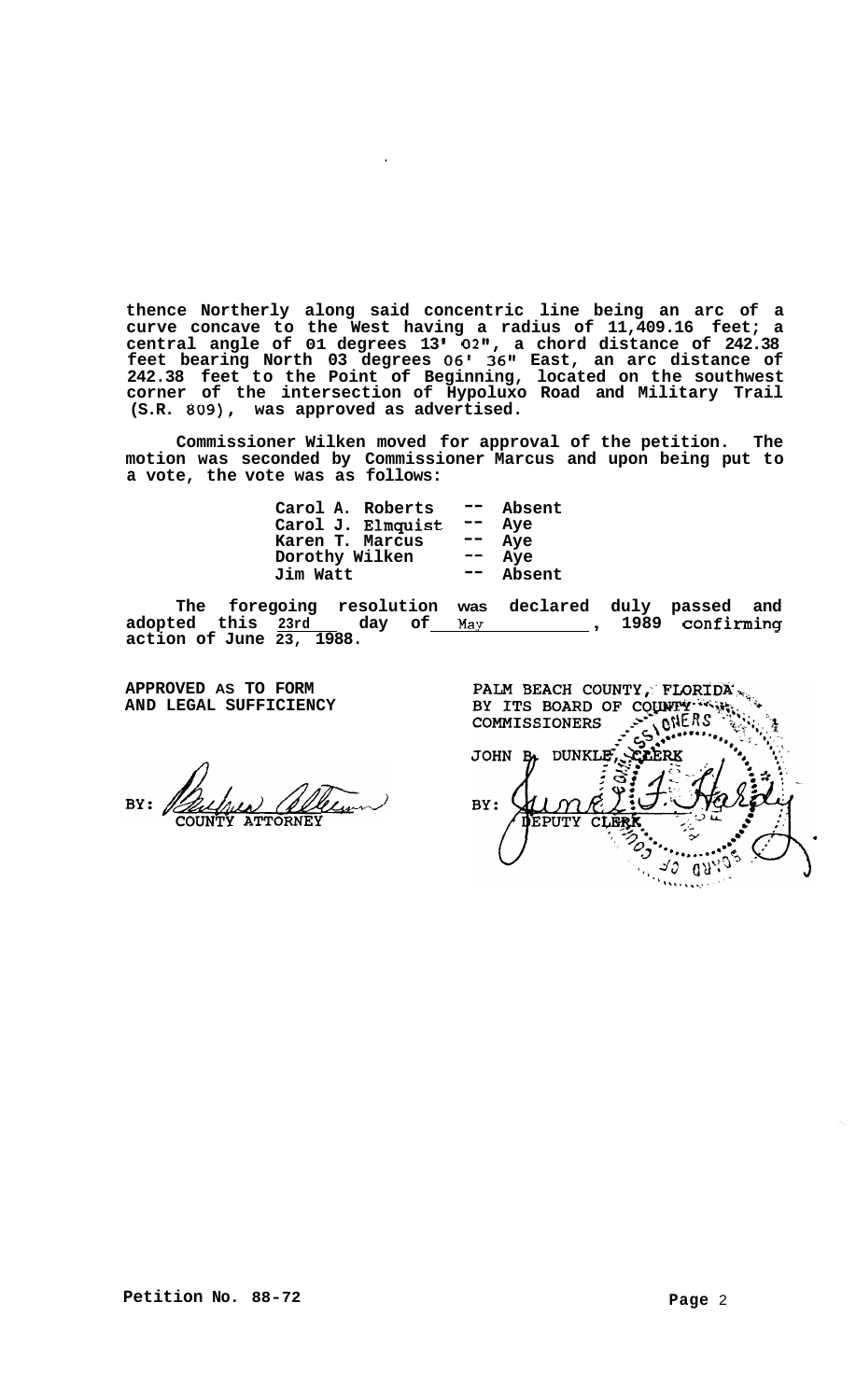**thence Northerly along said concentric line being an arc of a curve concave to the West having a radius of 11,409.16 feet; a central angle of 01 degrees 13' 02", a chord distance of 242.38 feet bearing North 03 degrees 06' 36" East, an arc distance of 242.38 feet to the Point of Beginning, located on the southwest corner of the intersection of Hypoluxo Road and Military Trail (S.R. 809), was approved as advertised.**

**Commissioner Wilken moved for approval of the petition. The motion was seconded by Commissioner Marcus and upon being put to a vote, the vote was as follows:**

| | | |
|---|---|---|
| **Carol A. Roberts** | **--** | **Absent** |
| **Carol J. Elmquist** | **--** | **Aye** |
| **Karen T. Marcus** | **--** | **Aye** |
| **Dorothy Wilken** | **--** | **Aye** |
| **Jim Watt** | **--** | **Absent** |

**The foregoing resolution was declared duly passed and adopted this 23rd day of May, 1989 confirming action of June 23, 1988.**

**APPROVED AS TO FORM AND LEGAL SUFFICIENCY**

BY: COUNTY ATTORNEY

PALM BEACH COUNTY, FLORIDA BY ITS BOARD OF COUNTY COMMISSIONERS

JOHN B. DUNKLE, CLERK

BY: DEPUTY CLERK

**Petition No. 88-72**